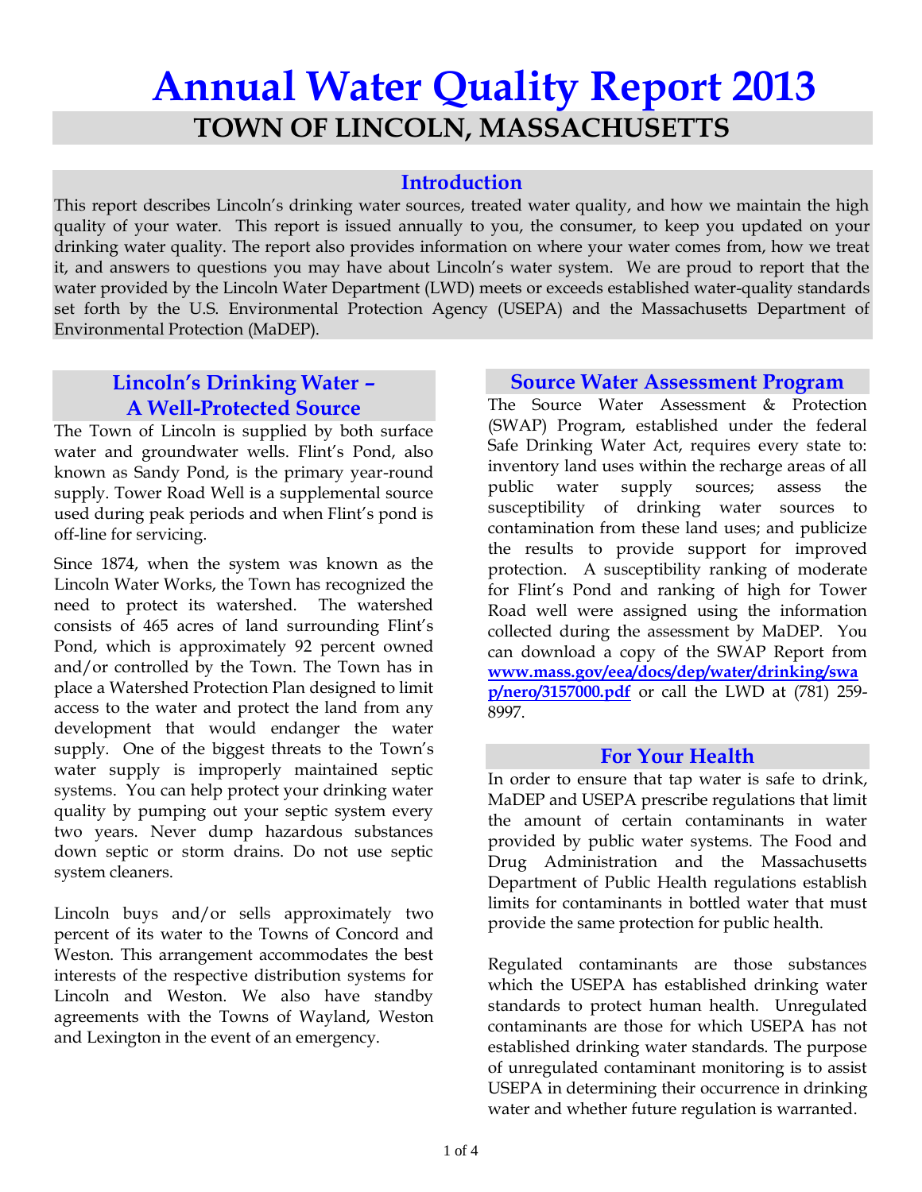# Annual Water Quality Report 2013

## TOWN OF LINCOLN, MASSACHUSETTS

### Introduction

This report describes Lincoln's drinking water sources, treated water quality, and how we maintain the high quality of your water. This report is issued annually to you, the consumer, to keep you updated on your drinking water quality. The report also provides information on where your water comes from, how we treat it, and answers to questions you may have about Lincoln's water system. We are proud to report that the water provided by the Lincoln Water Department (LWD) meets or exceeds established water-quality standards set forth by the U.S. Environmental Protection Agency (USEPA) and the Massachusetts Department of Environmental Protection (MaDEP).

### Lincoln's Drinking Water – A Well-Protected Source

The Town of Lincoln is supplied by both surface water and groundwater wells. Flint's Pond, also known as Sandy Pond, is the primary year-round supply. Tower Road Well is a supplemental source used during peak periods and when Flint's pond is off-line for servicing.

Since 1874, when the system was known as the Lincoln Water Works, the Town has recognized the need to protect its watershed. The watershed consists of 465 acres of land surrounding Flint's Pond, which is approximately 92 percent owned and/or controlled by the Town. The Town has in place a Watershed Protection Plan designed to limit access to the water and protect the land from any development that would endanger the water supply. One of the biggest threats to the Town's water supply is improperly maintained septic systems. You can help protect your drinking water quality by pumping out your septic system every two years. Never dump hazardous substances down septic or storm drains. Do not use septic system cleaners.

Lincoln buys and/or sells approximately two percent of its water to the Towns of Concord and Weston. This arrangement accommodates the best interests of the respective distribution systems for Lincoln and Weston. We also have standby agreements with the Towns of Wayland, Weston and Lexington in the event of an emergency.

### Source Water Assessment Program

The Source Water Assessment & Protection (SWAP) Program, established under the federal Safe Drinking Water Act, requires every state to: inventory land uses within the recharge areas of all public water supply sources; assess the susceptibility of drinking water sources to contamination from these land uses; and publicize the results to provide support for improved protection. A susceptibility ranking of moderate for Flint's Pond and ranking of high for Tower Road well were assigned using the information collected during the assessment by MaDEP. You can download a copy of the SWAP Report from **www.mass.gov/eea/docs/dep/water/drinking/swap/nero/3157000.pdf** or call the LWD at (781) 259-8997.

### For Your Health

In order to ensure that tap water is safe to drink, MaDEP and USEPA prescribe regulations that limit the amount of certain contaminants in water provided by public water systems. The Food and Drug Administration and the Massachusetts Department of Public Health regulations establish limits for contaminants in bottled water that must provide the same protection for public health.

Regulated contaminants are those substances which the USEPA has established drinking water standards to protect human health. Unregulated contaminants are those for which USEPA has not established drinking water standards. The purpose of unregulated contaminant monitoring is to assist USEPA in determining their occurrence in drinking water and whether future regulation is warranted.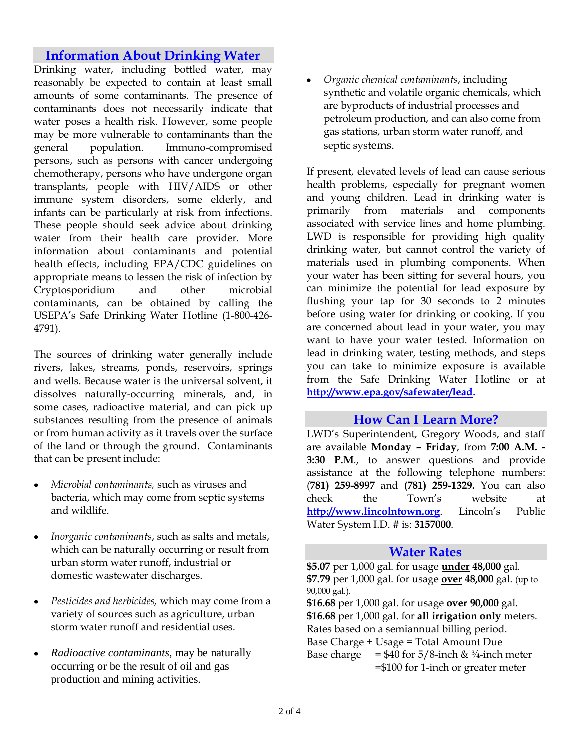## Information About Drinking Water

Drinking water, including bottled water, may reasonably be expected to contain at least small amounts of some contaminants. The presence of contaminants does not necessarily indicate that water poses a health risk. However, some people may be more vulnerable to contaminants than the general population. Immuno-compromised persons, such as persons with cancer undergoing chemotherapy, persons who have undergone organ transplants, people with HIV/AIDS or other immune system disorders, some elderly, and infants can be particularly at risk from infections. These people should seek advice about drinking water from their health care provider. More information about contaminants and potential health effects, including EPA/CDC guidelines on appropriate means to lessen the risk of infection by Cryptosporidium and other microbial contaminants, can be obtained by calling the USEPA's Safe Drinking Water Hotline (1-800-426-4791).

The sources of drinking water generally include rivers, lakes, streams, ponds, reservoirs, springs and wells. Because water is the universal solvent, it dissolves naturally-occurring minerals, and, in some cases, radioactive material, and can pick up substances resulting from the presence of animals or from human activity as it travels over the surface of the land or through the ground. Contaminants that can be present include:

- *Microbial contaminants,* such as viruses and bacteria, which may come from septic systems and wildlife.
- *Inorganic contaminants*, such as salts and metals, which can be naturally occurring or result from urban storm water runoff, industrial or domestic wastewater discharges.
- *Pesticides and herbicides,* which may come from a variety of sources such as agriculture, urban storm water runoff and residential uses.
- *Radioactive contaminants*, may be naturally occurring or be the result of oil and gas production and mining activities.
- *Organic chemical contaminants*, including synthetic and volatile organic chemicals, which are byproducts of industrial processes and petroleum production, and can also come from gas stations, urban storm water runoff, and septic systems.

If present, elevated levels of lead can cause serious health problems, especially for pregnant women and young children. Lead in drinking water is primarily from materials and components associated with service lines and home plumbing. LWD is responsible for providing high quality drinking water, but cannot control the variety of materials used in plumbing components. When your water has been sitting for several hours, you can minimize the potential for lead exposure by flushing your tap for 30 seconds to 2 minutes before using water for drinking or cooking. If you are concerned about lead in your water, you may want to have your water tested. Information on lead in drinking water, testing methods, and steps you can take to minimize exposure is available from the Safe Drinking Water Hotline or at **http://www.epa.gov/safewater/lead.**

## How Can I Learn More?

LWD's Superintendent, Gregory Woods, and staff are available **Monday – Friday**, from **7:00 A.M. - 3:30 P.M.**, to answer questions and provide assistance at the following telephone numbers: **(781) 259-8997** and **(781) 259-1329.** You can also check the Town's website at **http://www.lincolntown.org**. Lincoln's Public Water System I.D. # is: **3157000**.

## Water Rates

**$5.07** per 1,000 gal. for usage **under 48,000** gal.
**$7.79** per 1,000 gal. for usage **over 48,000** gal. (up to 90,000 gal.).
**$16.68** per 1,000 gal. for usage **over 90,000** gal.
**$16.68** per 1,000 gal. for **all irrigation only** meters.
Rates based on a semiannual billing period.
Base Charge + Usage = Total Amount Due
Base charge = $40 for 5/8-inch & ¾-inch meter
=$100 for 1-inch or greater meter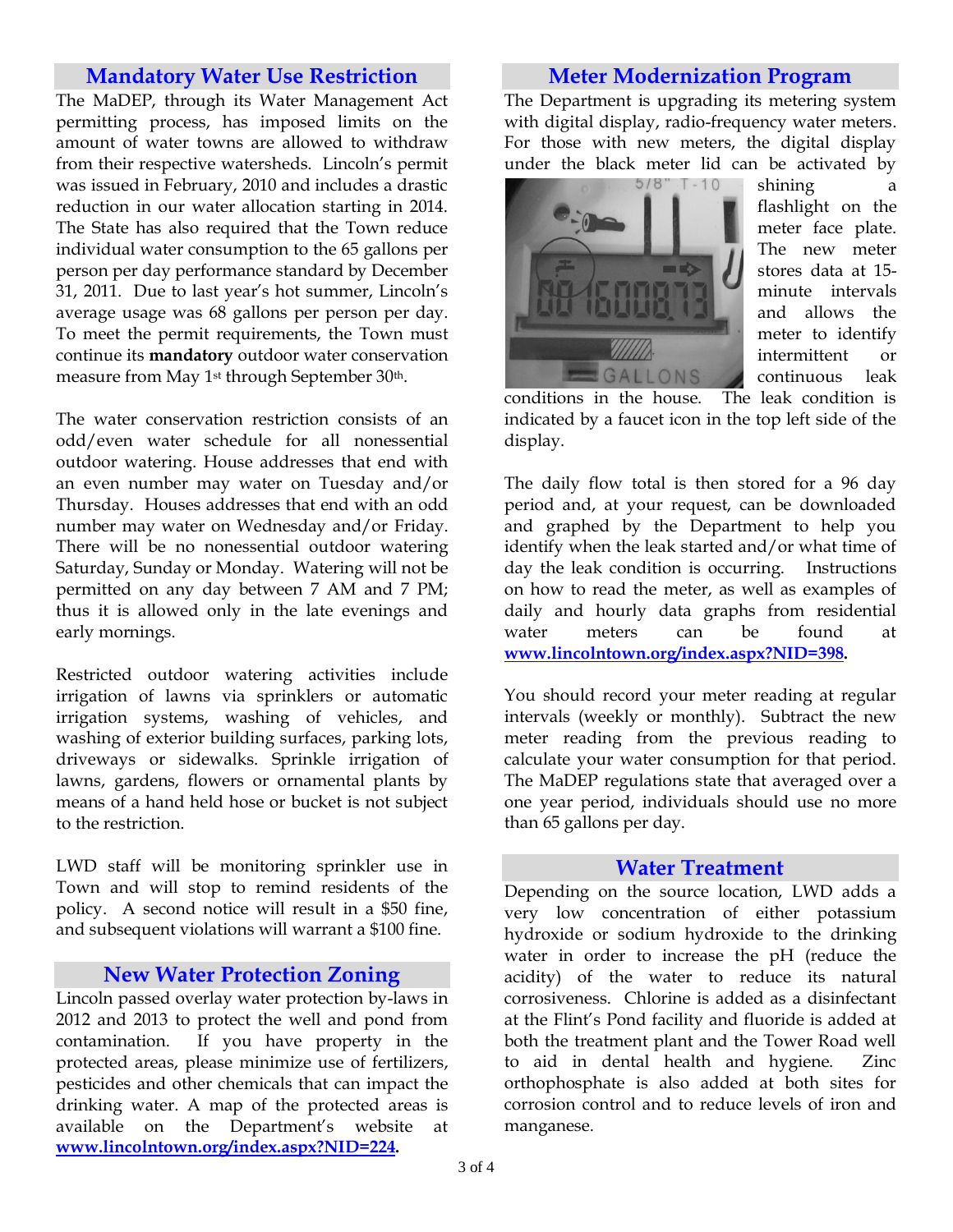## Mandatory Water Use Restriction

The MaDEP, through its Water Management Act permitting process, has imposed limits on the amount of water towns are allowed to withdraw from their respective watersheds. Lincoln's permit was issued in February, 2010 and includes a drastic reduction in our water allocation starting in 2014. The State has also required that the Town reduce individual water consumption to the 65 gallons per person per day performance standard by December 31, 2011. Due to last year's hot summer, Lincoln's average usage was 68 gallons per person per day. To meet the permit requirements, the Town must continue its **mandatory** outdoor water conservation measure from May 1st through September 30th.

The water conservation restriction consists of an odd/even water schedule for all nonessential outdoor watering. House addresses that end with an even number may water on Tuesday and/or Thursday. Houses addresses that end with an odd number may water on Wednesday and/or Friday. There will be no nonessential outdoor watering Saturday, Sunday or Monday. Watering will not be permitted on any day between 7 AM and 7 PM; thus it is allowed only in the late evenings and early mornings.

Restricted outdoor watering activities include irrigation of lawns via sprinklers or automatic irrigation systems, washing of vehicles, and washing of exterior building surfaces, parking lots, driveways or sidewalks. Sprinkle irrigation of lawns, gardens, flowers or ornamental plants by means of a hand held hose or bucket is not subject to the restriction.

LWD staff will be monitoring sprinkler use in Town and will stop to remind residents of the policy. A second notice will result in a $50 fine, and subsequent violations will warrant a $100 fine.

## New Water Protection Zoning

Lincoln passed overlay water protection by-laws in 2012 and 2013 to protect the well and pond from contamination. If you have property in the protected areas, please minimize use of fertilizers, pesticides and other chemicals that can impact the drinking water. A map of the protected areas is available on the Department's website at **www.lincolntown.org/index.aspx?NID=224**.

## Meter Modernization Program

The Department is upgrading its metering system with digital display, radio-frequency water meters. For those with new meters, the digital display under the black meter lid can be activated by shining a flashlight on the meter face plate. The new meter stores data at 15-minute intervals and allows the meter to identify intermittent or continuous leak conditions in the house. The leak condition is indicated by a faucet icon in the top left side of the display.

The daily flow total is then stored for a 96 day period and, at your request, can be downloaded and graphed by the Department to help you identify when the leak started and/or what time of day the leak condition is occurring. Instructions on how to read the meter, as well as examples of daily and hourly data graphs from residential water meters can be found at **www.lincolntown.org/index.aspx?NID=398.**

You should record your meter reading at regular intervals (weekly or monthly). Subtract the new meter reading from the previous reading to calculate your water consumption for that period. The MaDEP regulations state that averaged over a one year period, individuals should use no more than 65 gallons per day.

## Water Treatment

Depending on the source location, LWD adds a very low concentration of either potassium hydroxide or sodium hydroxide to the drinking water in order to increase the pH (reduce the acidity) of the water to reduce its natural corrosiveness. Chlorine is added as a disinfectant at the Flint's Pond facility and fluoride is added at both the treatment plant and the Tower Road well to aid in dental health and hygiene. Zinc orthophosphate is also added at both sites for corrosion control and to reduce levels of iron and manganese.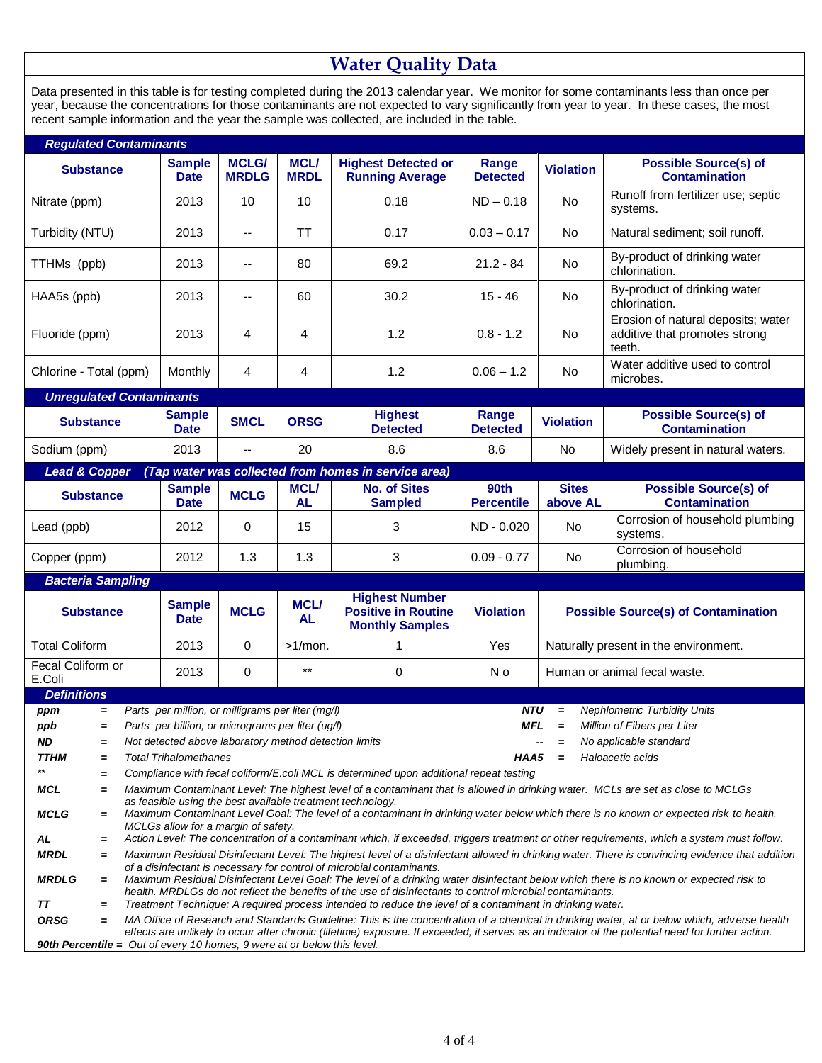# Water Quality Data

Data presented in this table is for testing completed during the 2013 calendar year. We monitor for some contaminants less than once per year, because the concentrations for those contaminants are not expected to vary significantly from year to year. In these cases, the most recent sample information and the year the sample was collected, are included in the table.

***Regulated Contaminants***

| Substance | Sample Date | MCLG/ MRDLG | MCL/ MRDL | Highest Detected or Running Average | Range Detected | Violation | Possible Source(s) of Contamination |
|---|---|---|---|---|---|---|---|
| Nitrate (ppm) | 2013 | 10 | 10 | 0.18 | ND – 0.18 | No | Runoff from fertilizer use; septic systems. |
| Turbidity (NTU) | 2013 | -- | TT | 0.17 | 0.03 – 0.17 | No | Natural sediment; soil runoff. |
| TTHMs (ppb) | 2013 | -- | 80 | 69.2 | 21.2 - 84 | No | By-product of drinking water chlorination. |
| HAA5s (ppb) | 2013 | -- | 60 | 30.2 | 15 - 46 | No | By-product of drinking water chlorination. |
| Fluoride (ppm) | 2013 | 4 | 4 | 1.2 | 0.8 - 1.2 | No | Erosion of natural deposits; water additive that promotes strong teeth. |
| Chlorine - Total (ppm) | Monthly | 4 | 4 | 1.2 | 0.06 – 1.2 | No | Water additive used to control microbes. |

***Unregulated Contaminants***

| Substance | Sample Date | SMCL | ORSG | Highest Detected | Range Detected | Violation | Possible Source(s) of Contamination |
|---|---|---|---|---|---|---|---|
| Sodium (ppm) | 2013 | -- | 20 | 8.6 | 8.6 | No | Widely present in natural waters. |

***Lead & Copper (Tap water was collected from homes in service area)***

| Substance | Sample Date | MCLG | MCL/ AL | No. of Sites Sampled | 90th Percentile | Sites above AL | Possible Source(s) of Contamination |
|---|---|---|---|---|---|---|---|
| Lead (ppb) | 2012 | 0 | 15 | 3 | ND - 0.020 | No | Corrosion of household plumbing systems. |
| Copper (ppm) | 2012 | 1.3 | 1.3 | 3 | 0.09 - 0.77 | No | Corrosion of household plumbing. |

***Bacteria Sampling***

| Substance | Sample Date | MCLG | MCL/ AL | Highest Number Positive in Routine Monthly Samples | Violation | Possible Source(s) of Contamination |
|---|---|---|---|---|---|---|
| Total Coliform | 2013 | 0 | >1/mon. | 1 | Yes | Naturally present in the environment. |
| Fecal Coliform or E.Coli | 2013 | 0 | ** | 0 | No | Human or animal fecal waste. |

***Definitions***

- ***ppm*** = *Parts per million, or milligrams per liter (mg/l)*
- ***ppb*** = *Parts per billion, or micrograms per liter (ug/l)*
- ***ND*** = *Not detected above laboratory method detection limits*
- ***TTHM*** = *Total Trihalomethanes*
- ***NTU*** = *Nephlometric Turbidity Units*
- ***MFL*** = *Million of Fibers per Liter*
- ***--*** = *No applicable standard*
- ***HAA5*** = *Haloacetic acids*
- ***\*\**** = *Compliance with fecal coliform/E.coli MCL is determined upon additional repeat testing*
- ***MCL*** = *Maximum Contaminant Level: The highest level of a contaminant that is allowed in drinking water. MCLs are set as close to MCLGs as feasible using the best available treatment technology.*
- ***MCLG*** = *Maximum Contaminant Level Goal: The level of a contaminant in drinking water below which there is no known or expected risk to health. MCLGs allow for a margin of safety.*
- ***AL*** = *Action Level: The concentration of a contaminant which, if exceeded, triggers treatment or other requirements, which a system must follow.*
- ***MRDL*** = *Maximum Residual Disinfectant Level: The highest level of a disinfectant allowed in drinking water. There is convincing evidence that addition of a disinfectant is necessary for control of microbial contaminants.*
- ***MRDLG*** = *Maximum Residual Disinfectant Level Goal: The level of a drinking water disinfectant below which there is no known or expected risk to health. MRDLGs do not reflect the benefits of the use of disinfectants to control microbial contaminants.*
- ***TT*** = *Treatment Technique: A required process intended to reduce the level of a contaminant in drinking water.*
- ***ORSG*** = *MA Office of Research and Standards Guideline: This is the concentration of a chemical in drinking water, at or below which, adverse health effects are unlikely to occur after chronic (lifetime) exposure. If exceeded, it serves as an indicator of the potential need for further action.*
- ***90th Percentile*** = *Out of every 10 homes, 9 were at or below this level.*